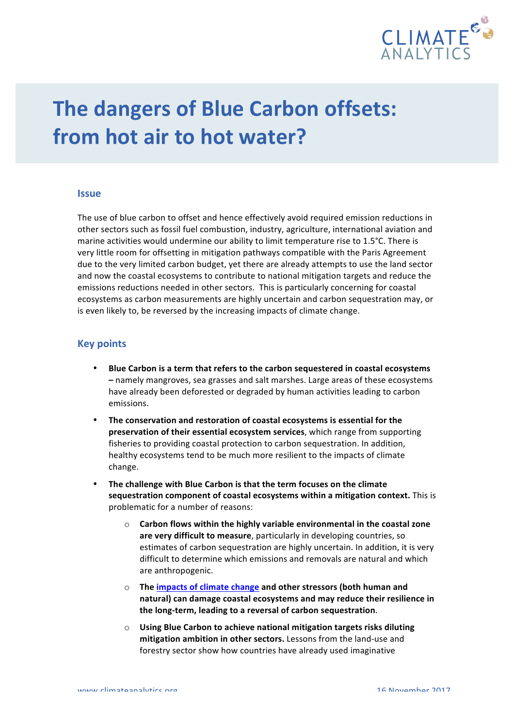# The dangers of Blue Carbon offsets: from hot air to hot water?

## Issue

The use of blue carbon to offset and hence effectively avoid required emission reductions in other sectors such as fossil fuel combustion, industry, agriculture, international aviation and marine activities would undermine our ability to limit temperature rise to 1.5°C. There is very little room for offsetting in mitigation pathways compatible with the Paris Agreement due to the very limited carbon budget, yet there are already attempts to use the land sector and now the coastal ecosystems to contribute to national mitigation targets and reduce the emissions reductions needed in other sectors. This is particularly concerning for coastal ecosystems as carbon measurements are highly uncertain and carbon sequestration may, or is even likely to, be reversed by the increasing impacts of climate change.

## Key points

- **Blue Carbon is a term that refers to the carbon sequestered in coastal ecosystems –** namely mangroves, sea grasses and salt marshes. Large areas of these ecosystems have already been deforested or degraded by human activities leading to carbon emissions.
- **The conservation and restoration of coastal ecosystems is essential for the preservation of their essential ecosystem services**, which range from supporting fisheries to providing coastal protection to carbon sequestration. In addition, healthy ecosystems tend to be much more resilient to the impacts of climate change.
- **The challenge with Blue Carbon is that the term focuses on the climate sequestration component of coastal ecosystems within a mitigation context.** This is problematic for a number of reasons:
  - **Carbon flows within the highly variable environmental in the coastal zone are very difficult to measure**, particularly in developing countries, so estimates of carbon sequestration are highly uncertain. In addition, it is very difficult to determine which emissions and removals are natural and which are anthropogenic.
  - **The impacts of climate change and other stressors (both human and natural) can damage coastal ecosystems and may reduce their resilience in the long-term, leading to a reversal of carbon sequestration**.
  - **Using Blue Carbon to achieve national mitigation targets risks diluting mitigation ambition in other sectors.** Lessons from the land-use and forestry sector show how countries have already used imaginative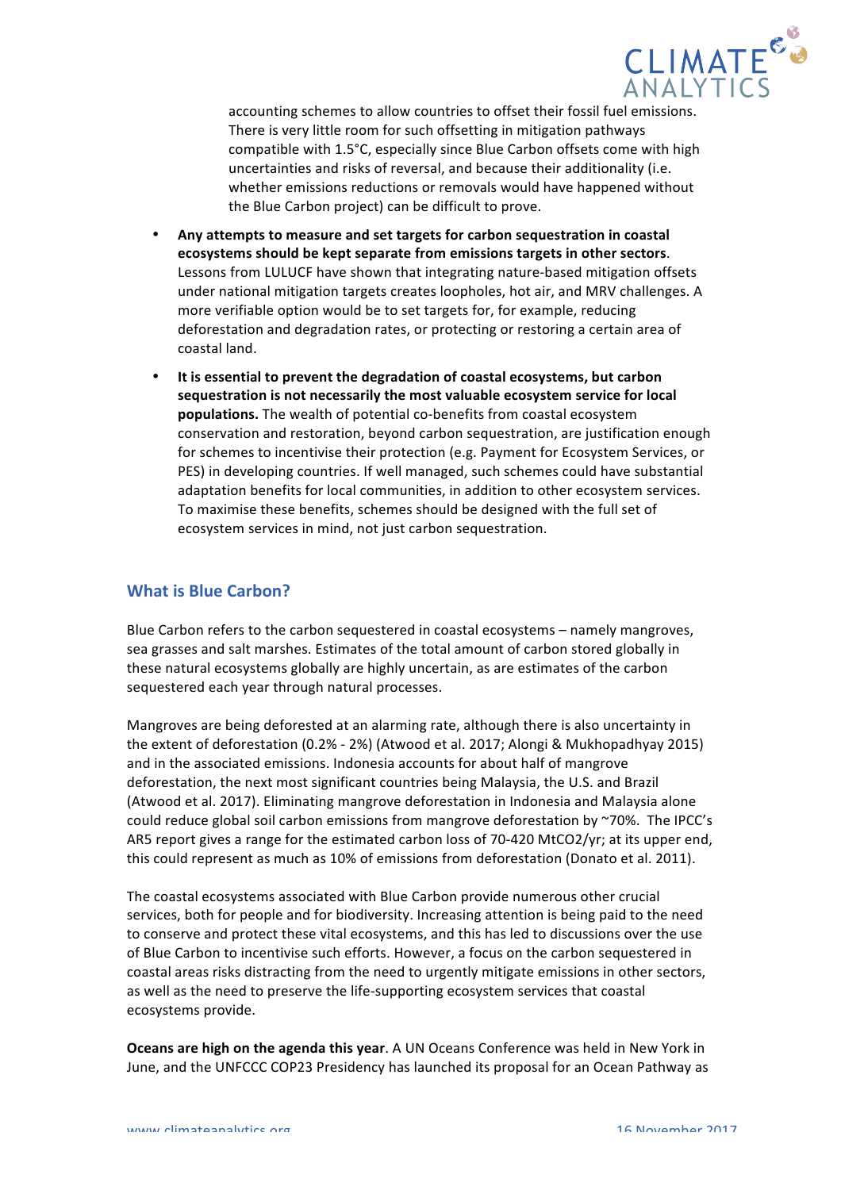accounting schemes to allow countries to offset their fossil fuel emissions. There is very little room for such offsetting in mitigation pathways compatible with 1.5°C, especially since Blue Carbon offsets come with high uncertainties and risks of reversal, and because their additionality (i.e. whether emissions reductions or removals would have happened without the Blue Carbon project) can be difficult to prove.

- **Any attempts to measure and set targets for carbon sequestration in coastal ecosystems should be kept separate from emissions targets in other sectors**. Lessons from LULUCF have shown that integrating nature-based mitigation offsets under national mitigation targets creates loopholes, hot air, and MRV challenges. A more verifiable option would be to set targets for, for example, reducing deforestation and degradation rates, or protecting or restoring a certain area of coastal land.
- **It is essential to prevent the degradation of coastal ecosystems, but carbon sequestration is not necessarily the most valuable ecosystem service for local populations.** The wealth of potential co-benefits from coastal ecosystem conservation and restoration, beyond carbon sequestration, are justification enough for schemes to incentivise their protection (e.g. Payment for Ecosystem Services, or PES) in developing countries. If well managed, such schemes could have substantial adaptation benefits for local communities, in addition to other ecosystem services. To maximise these benefits, schemes should be designed with the full set of ecosystem services in mind, not just carbon sequestration.

## What is Blue Carbon?

Blue Carbon refers to the carbon sequestered in coastal ecosystems – namely mangroves, sea grasses and salt marshes. Estimates of the total amount of carbon stored globally in these natural ecosystems globally are highly uncertain, as are estimates of the carbon sequestered each year through natural processes.

Mangroves are being deforested at an alarming rate, although there is also uncertainty in the extent of deforestation (0.2% - 2%) (Atwood et al. 2017; Alongi & Mukhopadhyay 2015) and in the associated emissions. Indonesia accounts for about half of mangrove deforestation, the next most significant countries being Malaysia, the U.S. and Brazil (Atwood et al. 2017). Eliminating mangrove deforestation in Indonesia and Malaysia alone could reduce global soil carbon emissions from mangrove deforestation by ~70%. The IPCC's AR5 report gives a range for the estimated carbon loss of 70-420 Mt$CO_2$/yr; at its upper end, this could represent as much as 10% of emissions from deforestation (Donato et al. 2011).

The coastal ecosystems associated with Blue Carbon provide numerous other crucial services, both for people and for biodiversity. Increasing attention is being paid to the need to conserve and protect these vital ecosystems, and this has led to discussions over the use of Blue Carbon to incentivise such efforts. However, a focus on the carbon sequestered in coastal areas risks distracting from the need to urgently mitigate emissions in other sectors, as well as the need to preserve the life-supporting ecosystem services that coastal ecosystems provide.

**Oceans are high on the agenda this year**. A UN Oceans Conference was held in New York in June, and the UNFCCC COP23 Presidency has launched its proposal for an Ocean Pathway as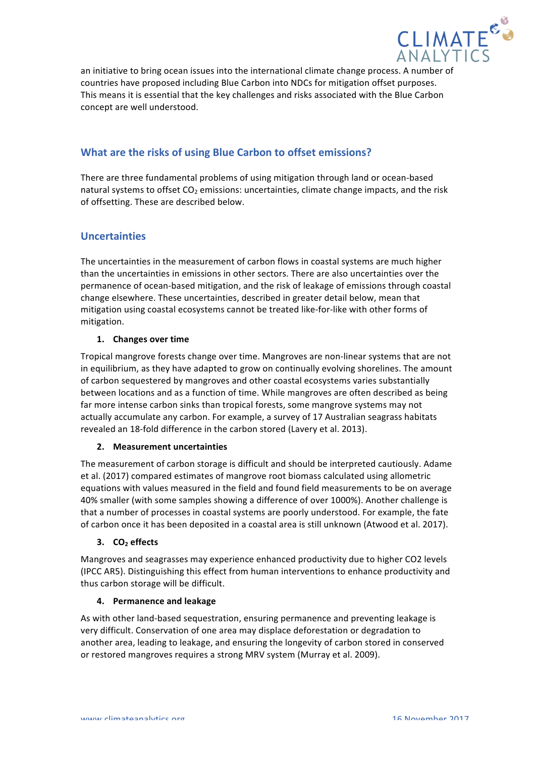an initiative to bring ocean issues into the international climate change process. A number of countries have proposed including Blue Carbon into NDCs for mitigation offset purposes. This means it is essential that the key challenges and risks associated with the Blue Carbon concept are well understood.

## What are the risks of using Blue Carbon to offset emissions?

There are three fundamental problems of using mitigation through land or ocean-based natural systems to offset $CO_2$ emissions: uncertainties, climate change impacts, and the risk of offsetting. These are described below.

## Uncertainties

The uncertainties in the measurement of carbon flows in coastal systems are much higher than the uncertainties in emissions in other sectors. There are also uncertainties over the permanence of ocean-based mitigation, and the risk of leakage of emissions through coastal change elsewhere. These uncertainties, described in greater detail below, mean that mitigation using coastal ecosystems cannot be treated like-for-like with other forms of mitigation.

### 1. Changes over time

Tropical mangrove forests change over time. Mangroves are non-linear systems that are not in equilibrium, as they have adapted to grow on continually evolving shorelines. The amount of carbon sequestered by mangroves and other coastal ecosystems varies substantially between locations and as a function of time. While mangroves are often described as being far more intense carbon sinks than tropical forests, some mangrove systems may not actually accumulate any carbon. For example, a survey of 17 Australian seagrass habitats revealed an 18-fold difference in the carbon stored (Lavery et al. 2013).

### 2. Measurement uncertainties

The measurement of carbon storage is difficult and should be interpreted cautiously. Adame et al. (2017) compared estimates of mangrove root biomass calculated using allometric equations with values measured in the field and found field measurements to be on average 40% smaller (with some samples showing a difference of over 1000%). Another challenge is that a number of processes in coastal systems are poorly understood. For example, the fate of carbon once it has been deposited in a coastal area is still unknown (Atwood et al. 2017).

### 3. $CO_2$ effects

Mangroves and seagrasses may experience enhanced productivity due to higher $CO_2$ levels (IPCC AR5). Distinguishing this effect from human interventions to enhance productivity and thus carbon storage will be difficult.

### 4. Permanence and leakage

As with other land-based sequestration, ensuring permanence and preventing leakage is very difficult. Conservation of one area may displace deforestation or degradation to another area, leading to leakage, and ensuring the longevity of carbon stored in conserved or restored mangroves requires a strong MRV system (Murray et al. 2009).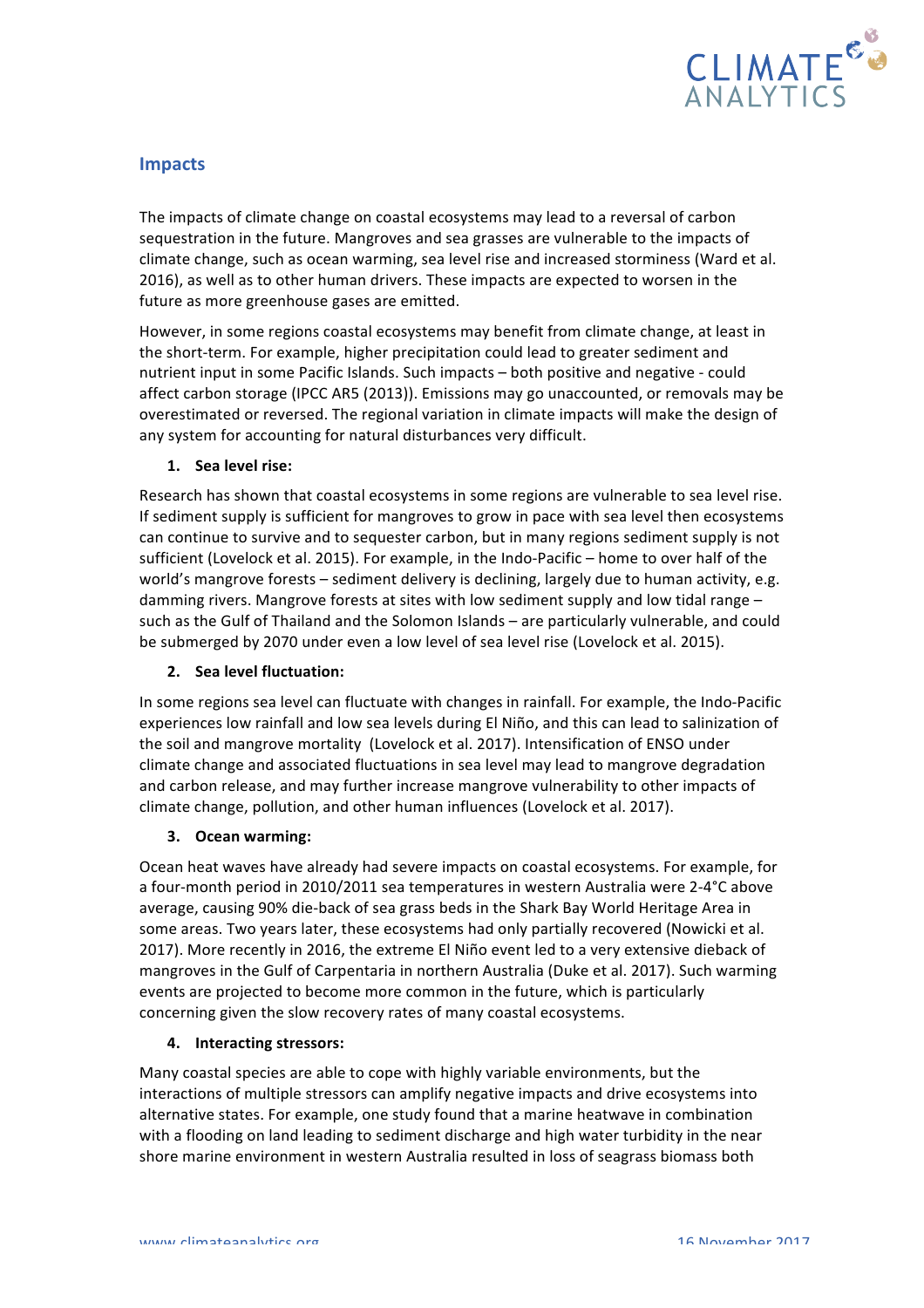## Impacts

The impacts of climate change on coastal ecosystems may lead to a reversal of carbon sequestration in the future. Mangroves and sea grasses are vulnerable to the impacts of climate change, such as ocean warming, sea level rise and increased storminess (Ward et al. 2016), as well as to other human drivers. These impacts are expected to worsen in the future as more greenhouse gases are emitted.

However, in some regions coastal ecosystems may benefit from climate change, at least in the short-term. For example, higher precipitation could lead to greater sediment and nutrient input in some Pacific Islands. Such impacts – both positive and negative - could affect carbon storage (IPCC AR5 (2013)). Emissions may go unaccounted, or removals may be overestimated or reversed. The regional variation in climate impacts will make the design of any system for accounting for natural disturbances very difficult.

1. **Sea level rise:**

Research has shown that coastal ecosystems in some regions are vulnerable to sea level rise. If sediment supply is sufficient for mangroves to grow in pace with sea level then ecosystems can continue to survive and to sequester carbon, but in many regions sediment supply is not sufficient (Lovelock et al. 2015). For example, in the Indo-Pacific – home to over half of the world's mangrove forests – sediment delivery is declining, largely due to human activity, e.g. damming rivers. Mangrove forests at sites with low sediment supply and low tidal range – such as the Gulf of Thailand and the Solomon Islands – are particularly vulnerable, and could be submerged by 2070 under even a low level of sea level rise (Lovelock et al. 2015).

2. **Sea level fluctuation:**

In some regions sea level can fluctuate with changes in rainfall. For example, the Indo-Pacific experiences low rainfall and low sea levels during El Niño, and this can lead to salinization of the soil and mangrove mortality (Lovelock et al. 2017). Intensification of ENSO under climate change and associated fluctuations in sea level may lead to mangrove degradation and carbon release, and may further increase mangrove vulnerability to other impacts of climate change, pollution, and other human influences (Lovelock et al. 2017).

3. **Ocean warming:**

Ocean heat waves have already had severe impacts on coastal ecosystems. For example, for a four-month period in 2010/2011 sea temperatures in western Australia were 2-4°C above average, causing 90% die-back of sea grass beds in the Shark Bay World Heritage Area in some areas. Two years later, these ecosystems had only partially recovered (Nowicki et al. 2017). More recently in 2016, the extreme El Niño event led to a very extensive dieback of mangroves in the Gulf of Carpentaria in northern Australia (Duke et al. 2017). Such warming events are projected to become more common in the future, which is particularly concerning given the slow recovery rates of many coastal ecosystems.

4. **Interacting stressors:**

Many coastal species are able to cope with highly variable environments, but the interactions of multiple stressors can amplify negative impacts and drive ecosystems into alternative states. For example, one study found that a marine heatwave in combination with a flooding on land leading to sediment discharge and high water turbidity in the near shore marine environment in western Australia resulted in loss of seagrass biomass both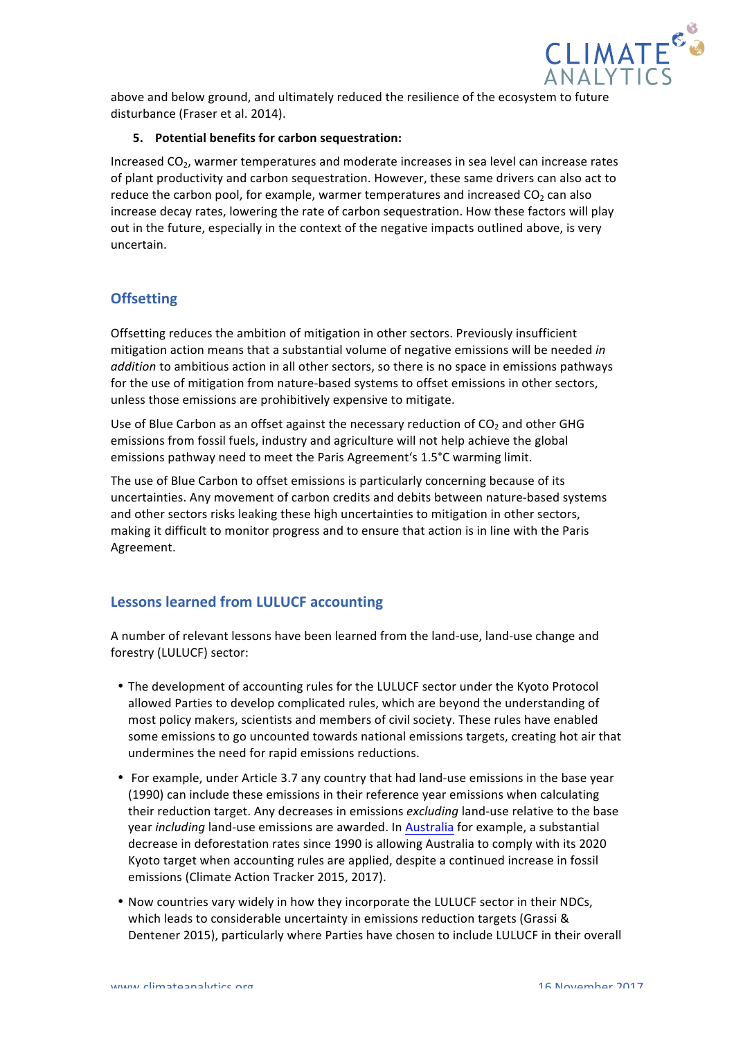above and below ground, and ultimately reduced the resilience of the ecosystem to future disturbance (Fraser et al. 2014).

5. **Potential benefits for carbon sequestration:**

Increased $CO_2$, warmer temperatures and moderate increases in sea level can increase rates of plant productivity and carbon sequestration. However, these same drivers can also act to reduce the carbon pool, for example, warmer temperatures and increased $CO_2$ can also increase decay rates, lowering the rate of carbon sequestration. How these factors will play out in the future, especially in the context of the negative impacts outlined above, is very uncertain.

## Offsetting

Offsetting reduces the ambition of mitigation in other sectors. Previously insufficient mitigation action means that a substantial volume of negative emissions will be needed *in addition* to ambitious action in all other sectors, so there is no space in emissions pathways for the use of mitigation from nature-based systems to offset emissions in other sectors, unless those emissions are prohibitively expensive to mitigate.

Use of Blue Carbon as an offset against the necessary reduction of $CO_2$ and other GHG emissions from fossil fuels, industry and agriculture will not help achieve the global emissions pathway need to meet the Paris Agreement's 1.5°C warming limit.

The use of Blue Carbon to offset emissions is particularly concerning because of its uncertainties. Any movement of carbon credits and debits between nature-based systems and other sectors risks leaking these high uncertainties to mitigation in other sectors, making it difficult to monitor progress and to ensure that action is in line with the Paris Agreement.

## Lessons learned from LULUCF accounting

A number of relevant lessons have been learned from the land-use, land-use change and forestry (LULUCF) sector:

- The development of accounting rules for the LULUCF sector under the Kyoto Protocol allowed Parties to develop complicated rules, which are beyond the understanding of most policy makers, scientists and members of civil society. These rules have enabled some emissions to go uncounted towards national emissions targets, creating hot air that undermines the need for rapid emissions reductions.
- For example, under Article 3.7 any country that had land-use emissions in the base year (1990) can include these emissions in their reference year emissions when calculating their reduction target. Any decreases in emissions *excluding* land-use relative to the base year *including* land-use emissions are awarded. In Australia for example, a substantial decrease in deforestation rates since 1990 is allowing Australia to comply with its 2020 Kyoto target when accounting rules are applied, despite a continued increase in fossil emissions (Climate Action Tracker 2015, 2017).
- Now countries vary widely in how they incorporate the LULUCF sector in their NDCs, which leads to considerable uncertainty in emissions reduction targets (Grassi & Dentener 2015), particularly where Parties have chosen to include LULUCF in their overall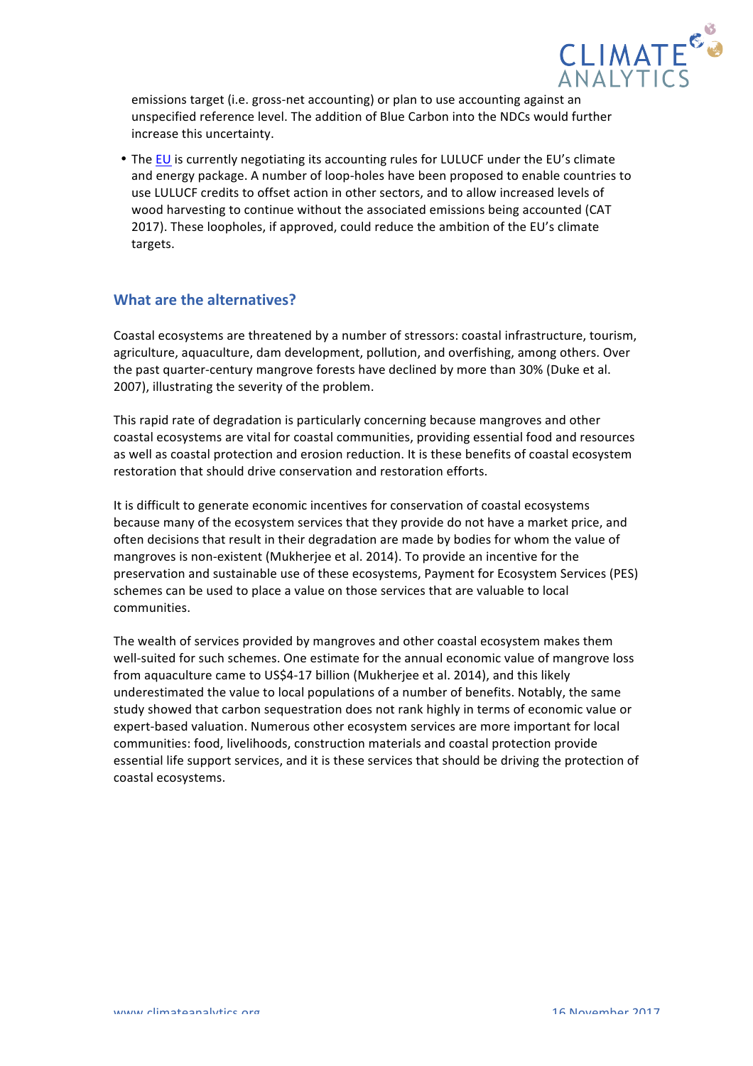emissions target (i.e. gross-net accounting) or plan to use accounting against an unspecified reference level. The addition of Blue Carbon into the NDCs would further increase this uncertainty.

- The EU is currently negotiating its accounting rules for LULUCF under the EU's climate and energy package. A number of loop-holes have been proposed to enable countries to use LULUCF credits to offset action in other sectors, and to allow increased levels of wood harvesting to continue without the associated emissions being accounted (CAT 2017). These loopholes, if approved, could reduce the ambition of the EU's climate targets.

## What are the alternatives?

Coastal ecosystems are threatened by a number of stressors: coastal infrastructure, tourism, agriculture, aquaculture, dam development, pollution, and overfishing, among others. Over the past quarter-century mangrove forests have declined by more than 30% (Duke et al. 2007), illustrating the severity of the problem.

This rapid rate of degradation is particularly concerning because mangroves and other coastal ecosystems are vital for coastal communities, providing essential food and resources as well as coastal protection and erosion reduction. It is these benefits of coastal ecosystem restoration that should drive conservation and restoration efforts.

It is difficult to generate economic incentives for conservation of coastal ecosystems because many of the ecosystem services that they provide do not have a market price, and often decisions that result in their degradation are made by bodies for whom the value of mangroves is non-existent (Mukherjee et al. 2014). To provide an incentive for the preservation and sustainable use of these ecosystems, Payment for Ecosystem Services (PES) schemes can be used to place a value on those services that are valuable to local communities.

The wealth of services provided by mangroves and other coastal ecosystem makes them well-suited for such schemes. One estimate for the annual economic value of mangrove loss from aquaculture came to US$4-17 billion (Mukherjee et al. 2014), and this likely underestimated the value to local populations of a number of benefits. Notably, the same study showed that carbon sequestration does not rank highly in terms of economic value or expert-based valuation. Numerous other ecosystem services are more important for local communities: food, livelihoods, construction materials and coastal protection provide essential life support services, and it is these services that should be driving the protection of coastal ecosystems.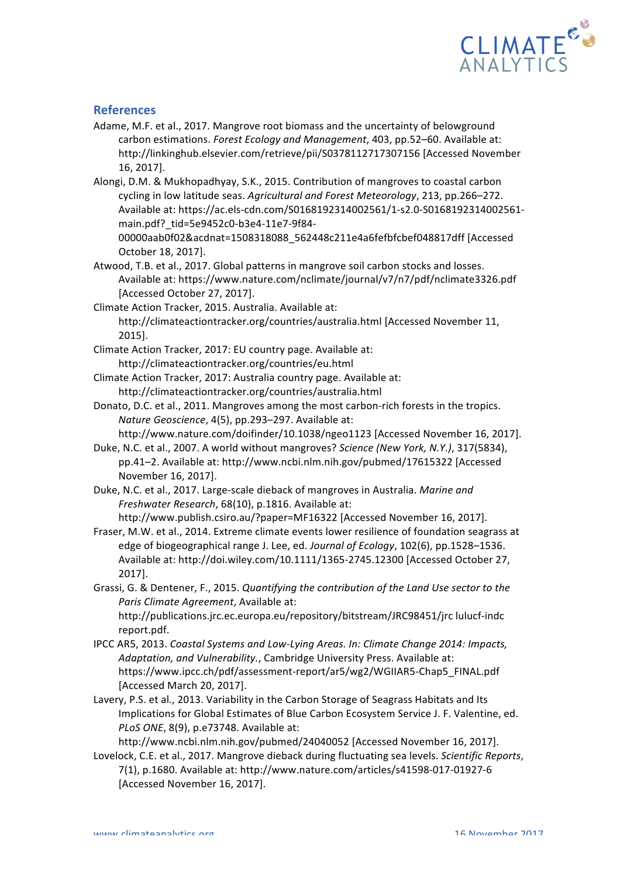## References

Adame, M.F. et al., 2017. Mangrove root biomass and the uncertainty of belowground carbon estimations. *Forest Ecology and Management*, 403, pp.52–60. Available at: http://linkinghub.elsevier.com/retrieve/pii/S0378112717307156 [Accessed November 16, 2017].

Alongi, D.M. & Mukhopadhyay, S.K., 2015. Contribution of mangroves to coastal carbon cycling in low latitude seas. *Agricultural and Forest Meteorology*, 213, pp.266–272. Available at: https://ac.els-cdn.com/S0168192314002561/1-s2.0-S0168192314002561-main.pdf?_tid=5e9452c0-b3e4-11e7-9f84-00000aab0f02&acdnat=1508318088_562448c211e4a6fefbfcbef048817dff [Accessed October 18, 2017].

Atwood, T.B. et al., 2017. Global patterns in mangrove soil carbon stocks and losses. Available at: https://www.nature.com/nclimate/journal/v7/n7/pdf/nclimate3326.pdf [Accessed October 27, 2017].

Climate Action Tracker, 2015. Australia. Available at: http://climateactiontracker.org/countries/australia.html [Accessed November 11, 2015].

Climate Action Tracker, 2017: EU country page. Available at: http://climateactiontracker.org/countries/eu.html

Climate Action Tracker, 2017: Australia country page. Available at: http://climateactiontracker.org/countries/australia.html

Donato, D.C. et al., 2011. Mangroves among the most carbon-rich forests in the tropics. *Nature Geoscience*, 4(5), pp.293–297. Available at: http://www.nature.com/doifinder/10.1038/ngeo1123 [Accessed November 16, 2017].

Duke, N.C. et al., 2007. A world without mangroves? *Science (New York, N.Y.)*, 317(5834), pp.41–2. Available at: http://www.ncbi.nlm.nih.gov/pubmed/17615322 [Accessed November 16, 2017].

Duke, N.C. et al., 2017. Large-scale dieback of mangroves in Australia. *Marine and Freshwater Research*, 68(10), p.1816. Available at: http://www.publish.csiro.au/?paper=MF16322 [Accessed November 16, 2017].

Fraser, M.W. et al., 2014. Extreme climate events lower resilience of foundation seagrass at edge of biogeographical range J. Lee, ed. *Journal of Ecology*, 102(6), pp.1528–1536. Available at: http://doi.wiley.com/10.1111/1365-2745.12300 [Accessed October 27, 2017].

Grassi, G. & Dentener, F., 2015. *Quantifying the contribution of the Land Use sector to the Paris Climate Agreement*, Available at: http://publications.jrc.ec.europa.eu/repository/bitstream/JRC98451/jrc lulucf-indc report.pdf.

IPCC AR5, 2013. *Coastal Systems and Low-Lying Areas. In: Climate Change 2014: Impacts, Adaptation, and Vulnerability.*, Cambridge University Press. Available at: https://www.ipcc.ch/pdf/assessment-report/ar5/wg2/WGIIAR5-Chap5_FINAL.pdf [Accessed March 20, 2017].

Lavery, P.S. et al., 2013. Variability in the Carbon Storage of Seagrass Habitats and Its Implications for Global Estimates of Blue Carbon Ecosystem Service J. F. Valentine, ed. *PLoS ONE*, 8(9), p.e73748. Available at: http://www.ncbi.nlm.nih.gov/pubmed/24040052 [Accessed November 16, 2017].

Lovelock, C.E. et al., 2017. Mangrove dieback during fluctuating sea levels. *Scientific Reports*, 7(1), p.1680. Available at: http://www.nature.com/articles/s41598-017-01927-6 [Accessed November 16, 2017].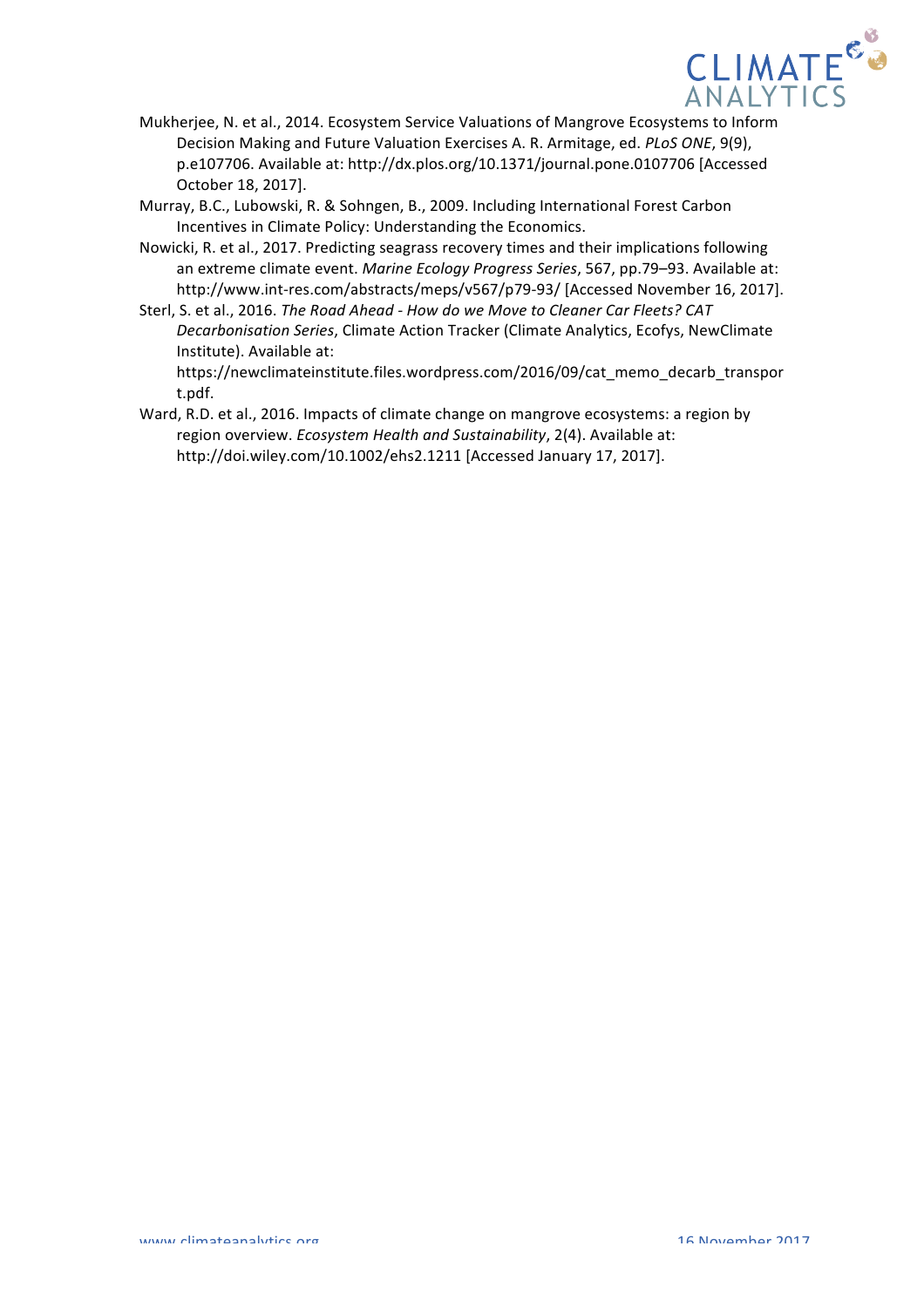Mukherjee, N. et al., 2014. Ecosystem Service Valuations of Mangrove Ecosystems to Inform Decision Making and Future Valuation Exercises A. R. Armitage, ed. *PLoS ONE*, 9(9), p.e107706. Available at: http://dx.plos.org/10.1371/journal.pone.0107706 [Accessed October 18, 2017].

Murray, B.C., Lubowski, R. & Sohngen, B., 2009. Including International Forest Carbon Incentives in Climate Policy: Understanding the Economics.

Nowicki, R. et al., 2017. Predicting seagrass recovery times and their implications following an extreme climate event. *Marine Ecology Progress Series*, 567, pp.79–93. Available at: http://www.int-res.com/abstracts/meps/v567/p79-93/ [Accessed November 16, 2017].

Sterl, S. et al., 2016. *The Road Ahead - How do we Move to Cleaner Car Fleets? CAT Decarbonisation Series*, Climate Action Tracker (Climate Analytics, Ecofys, NewClimate Institute). Available at: https://newclimateinstitute.files.wordpress.com/2016/09/cat_memo_decarb_transport.pdf.

Ward, R.D. et al., 2016. Impacts of climate change on mangrove ecosystems: a region by region overview. *Ecosystem Health and Sustainability*, 2(4). Available at: http://doi.wiley.com/10.1002/ehs2.1211 [Accessed January 17, 2017].